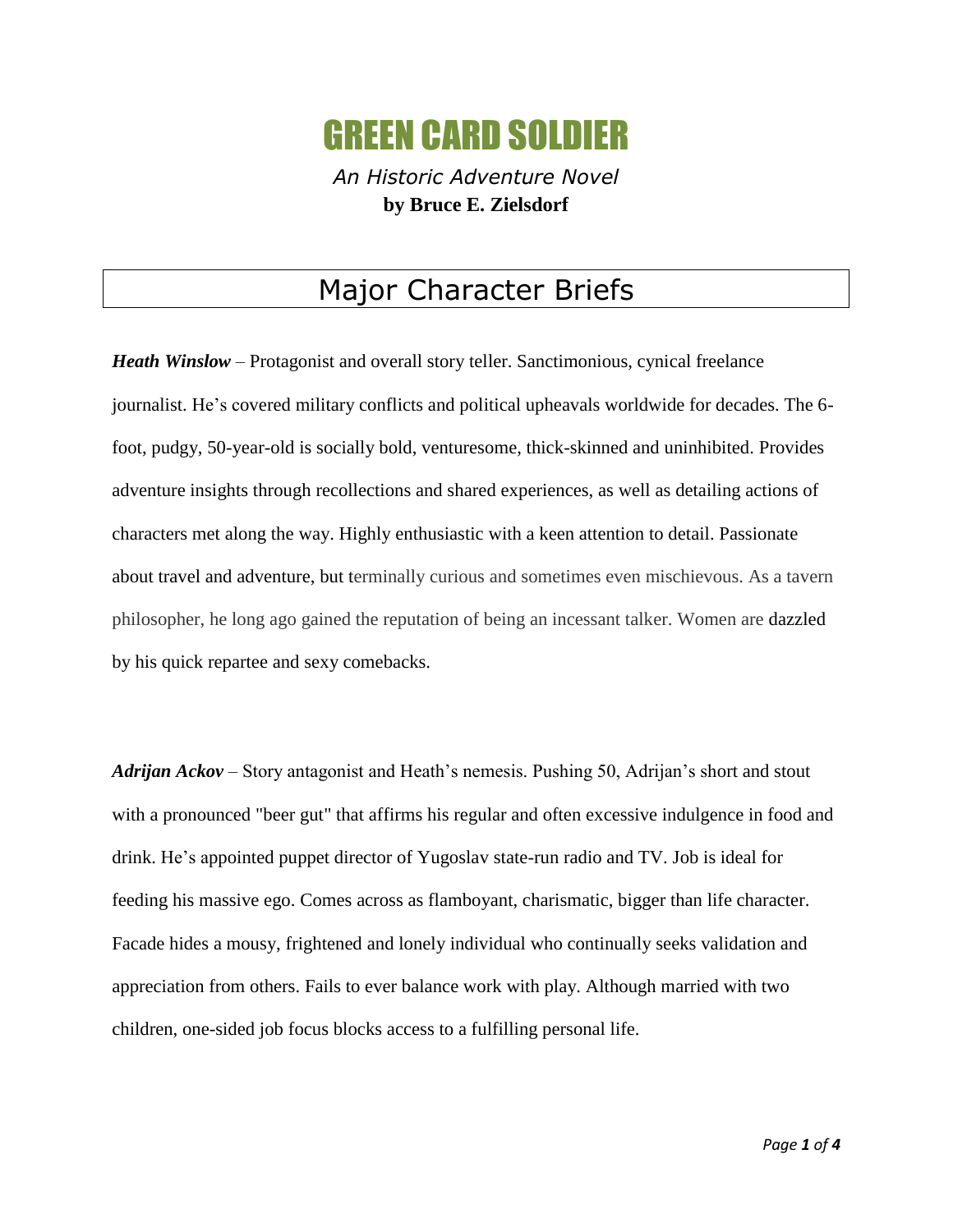# GREEN CARD SOLDIER

*An Historic Adventure Novel*

**by Bruce E. Zielsdorf**

## Major Character Briefs

***Heath Winslow*** – Protagonist and overall story teller. Sanctimonious, cynical freelance journalist. He's covered military conflicts and political upheavals worldwide for decades. The 6-foot, pudgy, 50-year-old is socially bold, venturesome, thick-skinned and uninhibited. Provides adventure insights through recollections and shared experiences, as well as detailing actions of characters met along the way. Highly enthusiastic with a keen attention to detail. Passionate about travel and adventure, but terminally curious and sometimes even mischievous. As a tavern philosopher, he long ago gained the reputation of being an incessant talker. Women are dazzled by his quick repartee and sexy comebacks.

***Adrijan Ackov*** – Story antagonist and Heath's nemesis. Pushing 50, Adrijan's short and stout with a pronounced "beer gut" that affirms his regular and often excessive indulgence in food and drink. He's appointed puppet director of Yugoslav state-run radio and TV. Job is ideal for feeding his massive ego. Comes across as flamboyant, charismatic, bigger than life character. Facade hides a mousy, frightened and lonely individual who continually seeks validation and appreciation from others. Fails to ever balance work with play. Although married with two children, one-sided job focus blocks access to a fulfilling personal life.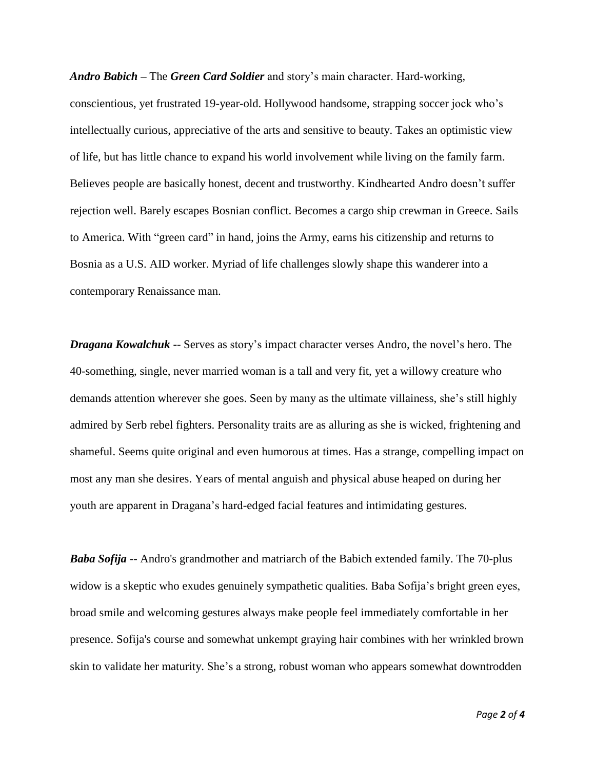***Andro Babich*** **–** The ***Green Card Soldier*** and story's main character. Hard-working, conscientious, yet frustrated 19-year-old. Hollywood handsome, strapping soccer jock who's intellectually curious, appreciative of the arts and sensitive to beauty. Takes an optimistic view of life, but has little chance to expand his world involvement while living on the family farm. Believes people are basically honest, decent and trustworthy. Kindhearted Andro doesn't suffer rejection well. Barely escapes Bosnian conflict. Becomes a cargo ship crewman in Greece. Sails to America. With "green card" in hand, joins the Army, earns his citizenship and returns to Bosnia as a U.S. AID worker. Myriad of life challenges slowly shape this wanderer into a contemporary Renaissance man.

***Dragana Kowalchuk*** -- Serves as story's impact character verses Andro, the novel's hero. The 40-something, single, never married woman is a tall and very fit, yet a willowy creature who demands attention wherever she goes. Seen by many as the ultimate villainess, she's still highly admired by Serb rebel fighters. Personality traits are as alluring as she is wicked, frightening and shameful. Seems quite original and even humorous at times. Has a strange, compelling impact on most any man she desires. Years of mental anguish and physical abuse heaped on during her youth are apparent in Dragana's hard-edged facial features and intimidating gestures.

***Baba Sofija*** -- Andro's grandmother and matriarch of the Babich extended family. The 70-plus widow is a skeptic who exudes genuinely sympathetic qualities. Baba Sofija's bright green eyes, broad smile and welcoming gestures always make people feel immediately comfortable in her presence. Sofija's course and somewhat unkempt graying hair combines with her wrinkled brown skin to validate her maturity. She's a strong, robust woman who appears somewhat downtrodden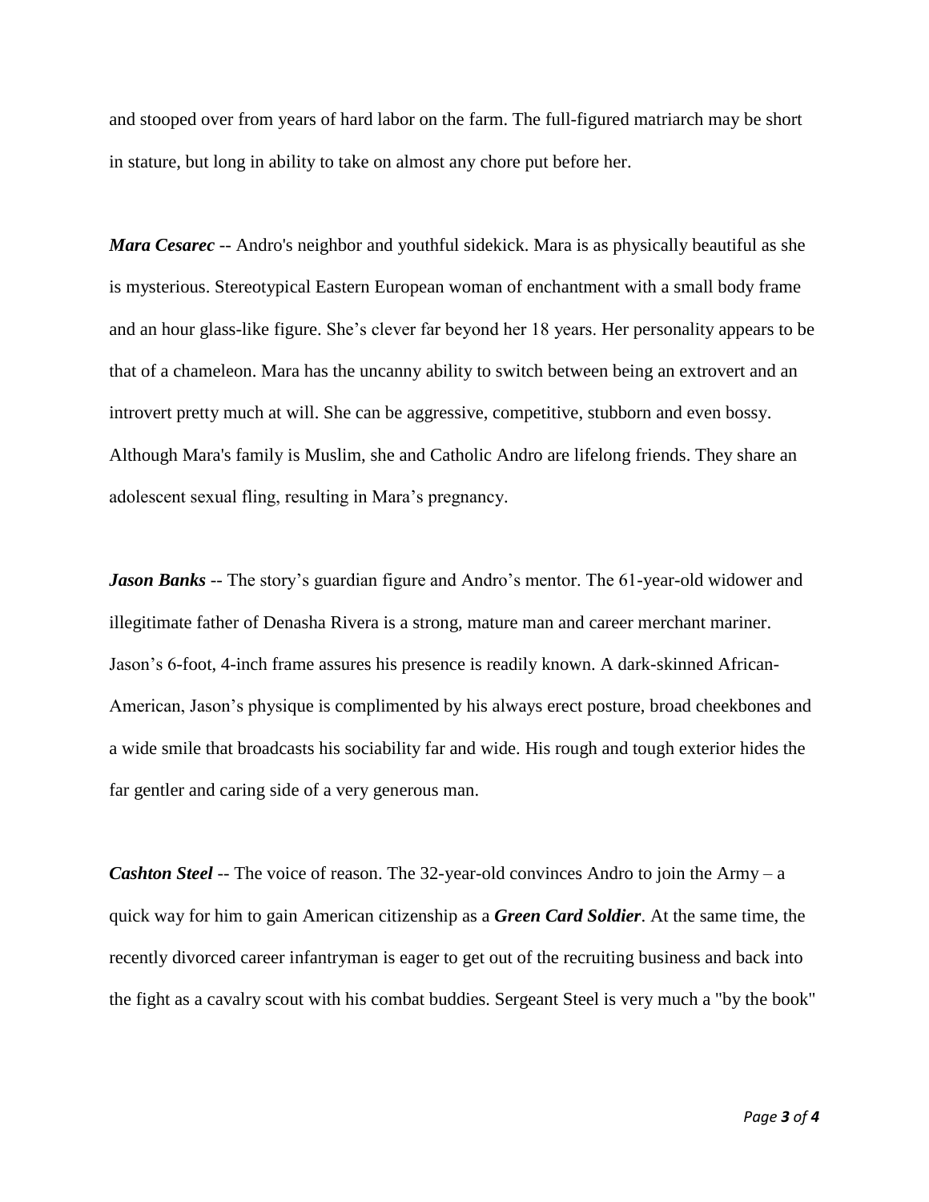and stooped over from years of hard labor on the farm. The full-figured matriarch may be short in stature, but long in ability to take on almost any chore put before her.

***Mara Cesarec*** -- Andro's neighbor and youthful sidekick. Mara is as physically beautiful as she is mysterious. Stereotypical Eastern European woman of enchantment with a small body frame and an hour glass-like figure. She's clever far beyond her 18 years. Her personality appears to be that of a chameleon. Mara has the uncanny ability to switch between being an extrovert and an introvert pretty much at will. She can be aggressive, competitive, stubborn and even bossy. Although Mara's family is Muslim, she and Catholic Andro are lifelong friends. They share an adolescent sexual fling, resulting in Mara's pregnancy.

***Jason Banks*** -- The story's guardian figure and Andro's mentor. The 61-year-old widower and illegitimate father of Denasha Rivera is a strong, mature man and career merchant mariner. Jason's 6-foot, 4-inch frame assures his presence is readily known. A dark-skinned African-American, Jason's physique is complimented by his always erect posture, broad cheekbones and a wide smile that broadcasts his sociability far and wide. His rough and tough exterior hides the far gentler and caring side of a very generous man.

***Cashton Steel*** -- The voice of reason. The 32-year-old convinces Andro to join the Army – a quick way for him to gain American citizenship as a ***Green Card Soldier***. At the same time, the recently divorced career infantryman is eager to get out of the recruiting business and back into the fight as a cavalry scout with his combat buddies. Sergeant Steel is very much a "by the book"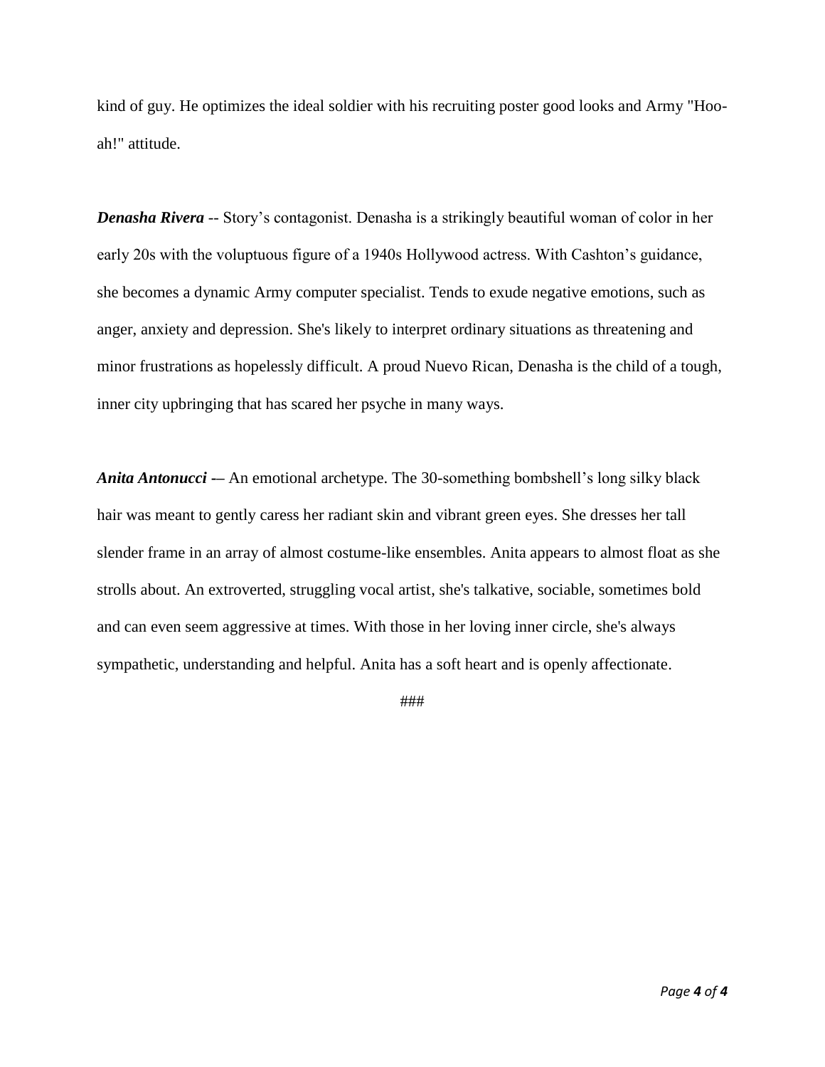kind of guy. He optimizes the ideal soldier with his recruiting poster good looks and Army "Hoo-ah!" attitude.

***Denasha Rivera*** -- Story's contagonist. Denasha is a strikingly beautiful woman of color in her early 20s with the voluptuous figure of a 1940s Hollywood actress. With Cashton's guidance, she becomes a dynamic Army computer specialist. Tends to exude negative emotions, such as anger, anxiety and depression. She's likely to interpret ordinary situations as threatening and minor frustrations as hopelessly difficult. A proud Nuevo Rican, Denasha is the child of a tough, inner city upbringing that has scared her psyche in many ways.

***Anita Antonucci*** -– An emotional archetype. The 30-something bombshell's long silky black hair was meant to gently caress her radiant skin and vibrant green eyes. She dresses her tall slender frame in an array of almost costume-like ensembles. Anita appears to almost float as she strolls about. An extroverted, struggling vocal artist, she's talkative, sociable, sometimes bold and can even seem aggressive at times. With those in her loving inner circle, she's always sympathetic, understanding and helpful. Anita has a soft heart and is openly affectionate.

###